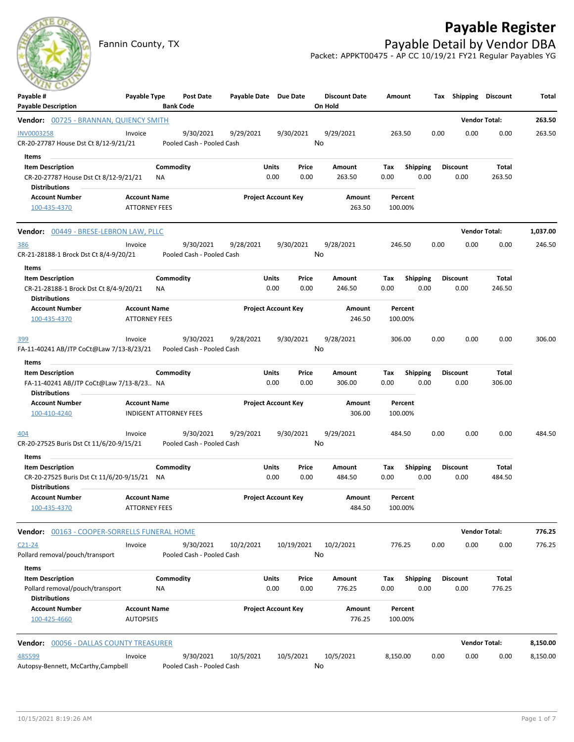# Payable Register

Fannin County, TX

## Payable Detail by Vendor DBA

Packet: APPKT00475 - AP CC 10/19/21 FY21 Regular Payables YG

| Payable # / Payable Description | Payable Type | Post Date / Bank Code | Payable Date | Due Date | Discount Date / On Hold | Amount | Tax | Shipping | Discount | Total |
|---|---|---|---|---|---|---|---|---|---|---|
| **Vendor: 00725 - BRANNAN, QUIENCY SMITH** | | | | | | | | | Vendor Total: | 263.50 |
| INV0003258 | Invoice | 9/30/2021 | 9/29/2021 | 9/30/2021 | 9/29/2021 | 263.50 | 0.00 | 0.00 | 0.00 | 263.50 |
| CR-20-27787 House Dst Ct 8/12-9/21/21 | | Pooled Cash - Pooled Cash | | | No | | | | | |

**Items**

| Item Description | Commodity | Units | Price | Amount | Tax | Shipping | Discount | Total |
|---|---|---|---|---|---|---|---|---|
| CR-20-27787 House Dst Ct 8/12-9/21/21 | NA | 0.00 | 0.00 | 263.50 | 0.00 | 0.00 | 0.00 | 263.50 |

**Distributions**

| Account Number | Account Name | Project Account Key | Amount | Percent |
|---|---|---|---|---|
| 100-435-4370 | ATTORNEY FEES | | 263.50 | 100.00% |

| Payable # / Payable Description | Payable Type | Post Date / Bank Code | Payable Date | Due Date | Discount Date / On Hold | Amount | Tax | Shipping | Discount | Total |
|---|---|---|---|---|---|---|---|---|---|---|
| **Vendor: 00449 - BRESE-LEBRON LAW, PLLC** | | | | | | | | | Vendor Total: | 1,037.00 |
| 386 | Invoice | 9/30/2021 | 9/28/2021 | 9/30/2021 | 9/28/2021 | 246.50 | 0.00 | 0.00 | 0.00 | 246.50 |
| CR-21-28188-1 Brock Dst Ct 8/4-9/20/21 | | Pooled Cash - Pooled Cash | | | No | | | | | |

**Items**

| Item Description | Commodity | Units | Price | Amount | Tax | Shipping | Discount | Total |
|---|---|---|---|---|---|---|---|---|
| CR-21-28188-1 Brock Dst Ct 8/4-9/20/21 | NA | 0.00 | 0.00 | 246.50 | 0.00 | 0.00 | 0.00 | 246.50 |

**Distributions**

| Account Number | Account Name | Project Account Key | Amount | Percent |
|---|---|---|---|---|
| 100-435-4370 | ATTORNEY FEES | | 246.50 | 100.00% |

| Payable # / Payable Description | Payable Type | Post Date / Bank Code | Payable Date | Due Date | Discount Date / On Hold | Amount | Tax | Shipping | Discount | Total |
|---|---|---|---|---|---|---|---|---|---|---|
| 399 | Invoice | 9/30/2021 | 9/28/2021 | 9/30/2021 | 9/28/2021 | 306.00 | 0.00 | 0.00 | 0.00 | 306.00 |
| FA-11-40241 AB/JTP CoCt@Law 7/13-8/23/21 | | Pooled Cash - Pooled Cash | | | No | | | | | |

**Items**

| Item Description | Commodity | Units | Price | Amount | Tax | Shipping | Discount | Total |
|---|---|---|---|---|---|---|---|---|
| FA-11-40241 AB/JTP CoCt@Law 7/13-8/23... | NA | 0.00 | 0.00 | 306.00 | 0.00 | 0.00 | 0.00 | 306.00 |

**Distributions**

| Account Number | Account Name | Project Account Key | Amount | Percent |
|---|---|---|---|---|
| 100-410-4240 | INDIGENT ATTORNEY FEES | | 306.00 | 100.00% |

| Payable # / Payable Description | Payable Type | Post Date / Bank Code | Payable Date | Due Date | Discount Date / On Hold | Amount | Tax | Shipping | Discount | Total |
|---|---|---|---|---|---|---|---|---|---|---|
| 404 | Invoice | 9/30/2021 | 9/29/2021 | 9/30/2021 | 9/29/2021 | 484.50 | 0.00 | 0.00 | 0.00 | 484.50 |
| CR-20-27525 Buris Dst Ct 11/6/20-9/15/21 | | Pooled Cash - Pooled Cash | | | No | | | | | |

**Items**

| Item Description | Commodity | Units | Price | Amount | Tax | Shipping | Discount | Total |
|---|---|---|---|---|---|---|---|---|
| CR-20-27525 Buris Dst Ct 11/6/20-9/15/21 | NA | 0.00 | 0.00 | 484.50 | 0.00 | 0.00 | 0.00 | 484.50 |

**Distributions**

| Account Number | Account Name | Project Account Key | Amount | Percent |
|---|---|---|---|---|
| 100-435-4370 | ATTORNEY FEES | | 484.50 | 100.00% |

| Payable # / Payable Description | Payable Type | Post Date / Bank Code | Payable Date | Due Date | Discount Date / On Hold | Amount | Tax | Shipping | Discount | Total |
|---|---|---|---|---|---|---|---|---|---|---|
| **Vendor: 00163 - COOPER-SORRELLS FUNERAL HOME** | | | | | | | | | Vendor Total: | 776.25 |
| C21-24 | Invoice | 9/30/2021 | 10/2/2021 | 10/19/2021 | 10/2/2021 | 776.25 | 0.00 | 0.00 | 0.00 | 776.25 |
| Pollard removal/pouch/transport | | Pooled Cash - Pooled Cash | | | No | | | | | |

**Items**

| Item Description | Commodity | Units | Price | Amount | Tax | Shipping | Discount | Total |
|---|---|---|---|---|---|---|---|---|
| Pollard removal/pouch/transport | NA | 0.00 | 0.00 | 776.25 | 0.00 | 0.00 | 0.00 | 776.25 |

**Distributions**

| Account Number | Account Name | Project Account Key | Amount | Percent |
|---|---|---|---|---|
| 100-425-4660 | AUTOPSIES | | 776.25 | 100.00% |

| Payable # / Payable Description | Payable Type | Post Date / Bank Code | Payable Date | Due Date | Discount Date / On Hold | Amount | Tax | Shipping | Discount | Total |
|---|---|---|---|---|---|---|---|---|---|---|
| **Vendor: 00056 - DALLAS COUNTY TREASURER** | | | | | | | | | Vendor Total: | 8,150.00 |
| 485599 | Invoice | 9/30/2021 | 10/5/2021 | 10/5/2021 | 10/5/2021 | 8,150.00 | 0.00 | 0.00 | 0.00 | 8,150.00 |
| Autopsy-Bennett, McCarthy,Campbell | | Pooled Cash - Pooled Cash | | | No | | | | | |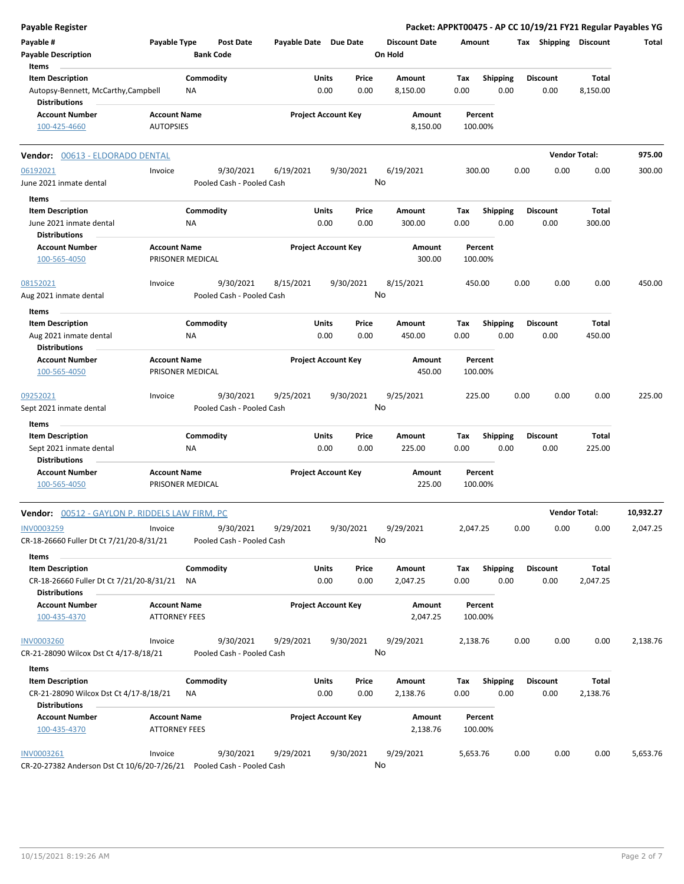**Payable Register** — **Packet: APPKT00475 - AP CC 10/19/21 FY21 Regular Payables YG**

| Payable # | Payable Type | Post Date | Payable Date | Due Date | Discount Date | Amount | Tax | Shipping | Discount | Total |
|---|---|---|---|---|---|---|---|---|---|---|
| **Payable Description** | | **Bank Code** | | | **On Hold** | | | | | |

**Items**

| Item Description | Commodity | Units | Price | Amount | Tax | Shipping | Discount | Total |
|---|---|---|---|---|---|---|---|---|
| Autopsy-Bennett, McCarthy,Campbell | NA | 0.00 | 0.00 | 8,150.00 | 0.00 | 0.00 | 0.00 | 8,150.00 |

**Distributions**

| Account Number | Account Name | Project Account Key | Amount | Percent |
|---|---|---|---|---|
| 100-425-4660 | AUTOPSIES | | 8,150.00 | 100.00% |

---

**Vendor: 00613 - ELDORADO DENTAL** — **Vendor Total: 975.00**

| Payable # | Payable Type | Post Date | Payable Date | Due Date | Discount Date | Amount | Tax | Shipping | Discount | Total |
|---|---|---|---|---|---|---|---|---|---|---|
| 06192021 | Invoice | 9/30/2021 | 6/19/2021 | 9/30/2021 | 6/19/2021 | 300.00 | 0.00 | 0.00 | 0.00 | 300.00 |
| June 2021 inmate dental | | Pooled Cash - Pooled Cash | | | No | | | | | |

**Items**

| Item Description | Commodity | Units | Price | Amount | Tax | Shipping | Discount | Total |
|---|---|---|---|---|---|---|---|---|
| June 2021 inmate dental | NA | 0.00 | 0.00 | 300.00 | 0.00 | 0.00 | 0.00 | 300.00 |

**Distributions**

| Account Number | Account Name | Project Account Key | Amount | Percent |
|---|---|---|---|---|
| 100-565-4050 | PRISONER MEDICAL | | 300.00 | 100.00% |

| Payable # | Payable Type | Post Date | Payable Date | Due Date | Discount Date | Amount | Tax | Shipping | Discount | Total |
|---|---|---|---|---|---|---|---|---|---|---|
| 08152021 | Invoice | 9/30/2021 | 8/15/2021 | 9/30/2021 | 8/15/2021 | 450.00 | 0.00 | 0.00 | 0.00 | 450.00 |
| Aug 2021 inmate dental | | Pooled Cash - Pooled Cash | | | No | | | | | |

**Items**

| Item Description | Commodity | Units | Price | Amount | Tax | Shipping | Discount | Total |
|---|---|---|---|---|---|---|---|---|
| Aug 2021 inmate dental | NA | 0.00 | 0.00 | 450.00 | 0.00 | 0.00 | 0.00 | 450.00 |

**Distributions**

| Account Number | Account Name | Project Account Key | Amount | Percent |
|---|---|---|---|---|
| 100-565-4050 | PRISONER MEDICAL | | 450.00 | 100.00% |

| Payable # | Payable Type | Post Date | Payable Date | Due Date | Discount Date | Amount | Tax | Shipping | Discount | Total |
|---|---|---|---|---|---|---|---|---|---|---|
| 09252021 | Invoice | 9/30/2021 | 9/25/2021 | 9/30/2021 | 9/25/2021 | 225.00 | 0.00 | 0.00 | 0.00 | 225.00 |
| Sept 2021 inmate dental | | Pooled Cash - Pooled Cash | | | No | | | | | |

**Items**

| Item Description | Commodity | Units | Price | Amount | Tax | Shipping | Discount | Total |
|---|---|---|---|---|---|---|---|---|
| Sept 2021 inmate dental | NA | 0.00 | 0.00 | 225.00 | 0.00 | 0.00 | 0.00 | 225.00 |

**Distributions**

| Account Number | Account Name | Project Account Key | Amount | Percent |
|---|---|---|---|---|
| 100-565-4050 | PRISONER MEDICAL | | 225.00 | 100.00% |

---

**Vendor: 00512 - GAYLON P. RIDDELS LAW FIRM, PC** — **Vendor Total: 10,932.27**

| Payable # | Payable Type | Post Date | Payable Date | Due Date | Discount Date | Amount | Tax | Shipping | Discount | Total |
|---|---|---|---|---|---|---|---|---|---|---|
| INV0003259 | Invoice | 9/30/2021 | 9/29/2021 | 9/30/2021 | 9/29/2021 | 2,047.25 | 0.00 | 0.00 | 0.00 | 2,047.25 |
| CR-18-26660 Fuller Dt Ct 7/21/20-8/31/21 | | Pooled Cash - Pooled Cash | | | No | | | | | |

**Items**

| Item Description | Commodity | Units | Price | Amount | Tax | Shipping | Discount | Total |
|---|---|---|---|---|---|---|---|---|
| CR-18-26660 Fuller Dt Ct 7/21/20-8/31/21 | NA | 0.00 | 0.00 | 2,047.25 | 0.00 | 0.00 | 0.00 | 2,047.25 |

**Distributions**

| Account Number | Account Name | Project Account Key | Amount | Percent |
|---|---|---|---|---|
| 100-435-4370 | ATTORNEY FEES | | 2,047.25 | 100.00% |

| Payable # | Payable Type | Post Date | Payable Date | Due Date | Discount Date | Amount | Tax | Shipping | Discount | Total |
|---|---|---|---|---|---|---|---|---|---|---|
| INV0003260 | Invoice | 9/30/2021 | 9/29/2021 | 9/30/2021 | 9/29/2021 | 2,138.76 | 0.00 | 0.00 | 0.00 | 2,138.76 |
| CR-21-28090 Wilcox Dst Ct 4/17-8/18/21 | | Pooled Cash - Pooled Cash | | | No | | | | | |

**Items**

| Item Description | Commodity | Units | Price | Amount | Tax | Shipping | Discount | Total |
|---|---|---|---|---|---|---|---|---|
| CR-21-28090 Wilcox Dst Ct 4/17-8/18/21 | NA | 0.00 | 0.00 | 2,138.76 | 0.00 | 0.00 | 0.00 | 2,138.76 |

**Distributions**

| Account Number | Account Name | Project Account Key | Amount | Percent |
|---|---|---|---|---|
| 100-435-4370 | ATTORNEY FEES | | 2,138.76 | 100.00% |

| Payable # | Payable Type | Post Date | Payable Date | Due Date | Discount Date | Amount | Tax | Shipping | Discount | Total |
|---|---|---|---|---|---|---|---|---|---|---|
| INV0003261 | Invoice | 9/30/2021 | 9/29/2021 | 9/30/2021 | 9/29/2021 | 5,653.76 | 0.00 | 0.00 | 0.00 | 5,653.76 |
| CR-20-27382 Anderson Dst Ct 10/6/20-7/26/21 | | Pooled Cash - Pooled Cash | | | No | | | | | |

10/15/2021 8:19:26 AM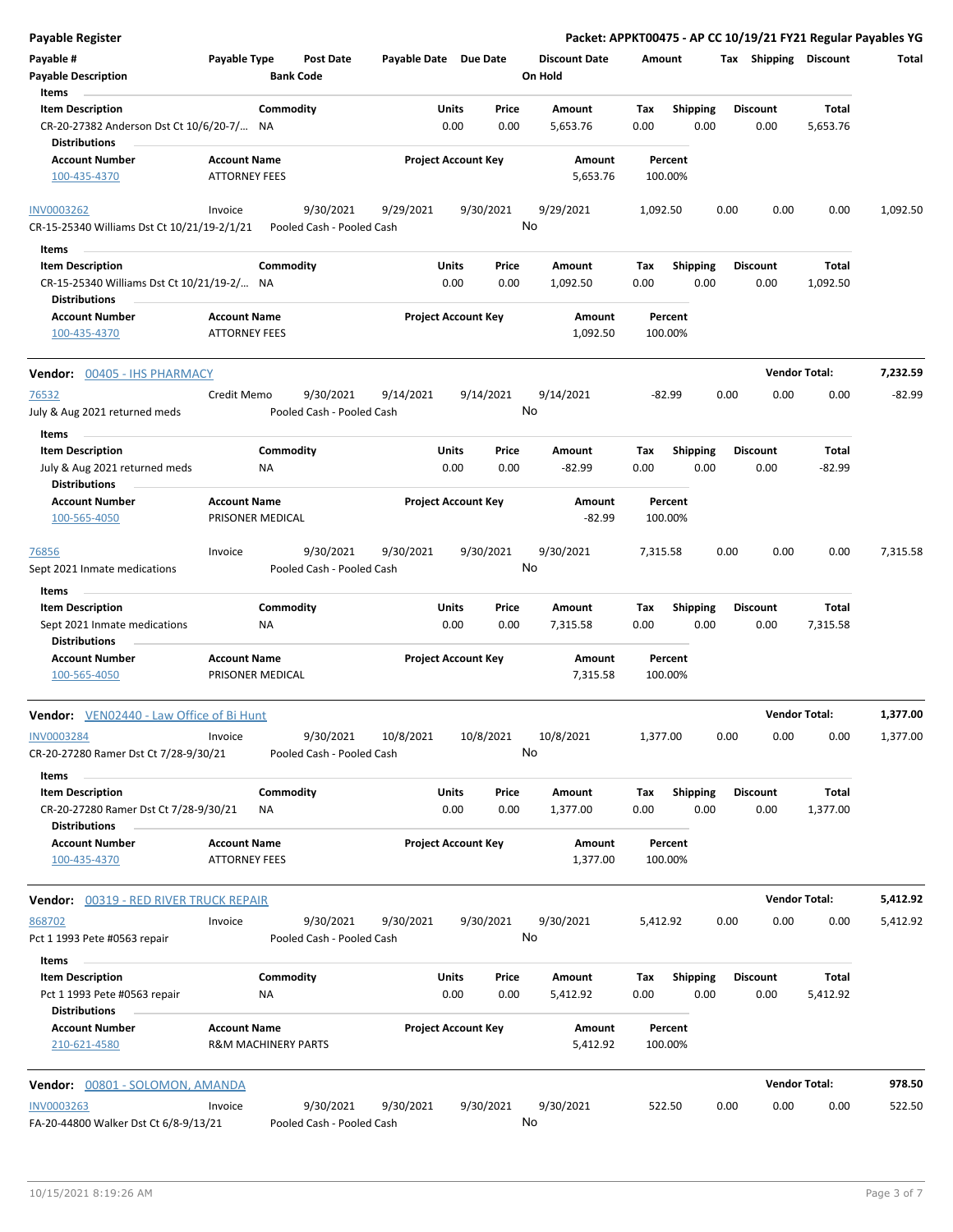## Payable Register

**Packet: APPKT00475 - AP CC 10/19/21 FY21 Regular Payables YG**

| Payable # | Payable Type | Post Date | Payable Date | Due Date | Discount Date | Amount | Tax | Shipping | Discount | Total |
|---|---|---|---|---|---|---|---|---|---|---|
| Payable Description | | Bank Code | | | On Hold | | | | | |

**Items**

| Item Description | Commodity | Units | Price | Amount | Tax | Shipping | Discount | Total |
|---|---|---|---|---|---|---|---|---|
| CR-20-27382 Anderson Dst Ct 10/6/20-7/... | NA | 0.00 | 0.00 | 5,653.76 | 0.00 | 0.00 | 0.00 | 5,653.76 |

**Distributions**

| Account Number | Account Name | Project Account Key | Amount | Percent |
|---|---|---|---|---|
| 100-435-4370 | ATTORNEY FEES | | 5,653.76 | 100.00% |

| Payable # | Payable Type | Post Date | Payable Date | Due Date | Discount Date | Amount | Tax | Shipping | Discount | Total |
|---|---|---|---|---|---|---|---|---|---|---|
| INV0003262 | Invoice | 9/30/2021 | 9/29/2021 | 9/30/2021 | 9/29/2021 | 1,092.50 | 0.00 | 0.00 | 0.00 | 1,092.50 |
| CR-15-25340 Williams Dst Ct 10/21/19-2/1/21 | | Pooled Cash - Pooled Cash | | | No | | | | | |

**Items**

| Item Description | Commodity | Units | Price | Amount | Tax | Shipping | Discount | Total |
|---|---|---|---|---|---|---|---|---|
| CR-15-25340 Williams Dst Ct 10/21/19-2/... | NA | 0.00 | 0.00 | 1,092.50 | 0.00 | 0.00 | 0.00 | 1,092.50 |

**Distributions**

| Account Number | Account Name | Project Account Key | Amount | Percent |
|---|---|---|---|---|
| 100-435-4370 | ATTORNEY FEES | | 1,092.50 | 100.00% |

### Vendor: 00405 - IHS PHARMACY — Vendor Total: 7,232.59

| Payable # | Payable Type | Post Date | Payable Date | Due Date | Discount Date | Amount | Tax | Shipping | Discount | Total |
|---|---|---|---|---|---|---|---|---|---|---|
| 76532 | Credit Memo | 9/30/2021 | 9/14/2021 | 9/14/2021 | 9/14/2021 | -82.99 | 0.00 | 0.00 | 0.00 | -82.99 |
| July & Aug 2021 returned meds | | Pooled Cash - Pooled Cash | | | No | | | | | |

**Items**

| Item Description | Commodity | Units | Price | Amount | Tax | Shipping | Discount | Total |
|---|---|---|---|---|---|---|---|---|
| July & Aug 2021 returned meds | NA | 0.00 | 0.00 | -82.99 | 0.00 | 0.00 | 0.00 | -82.99 |

**Distributions**

| Account Number | Account Name | Project Account Key | Amount | Percent |
|---|---|---|---|---|
| 100-565-4050 | PRISONER MEDICAL | | -82.99 | 100.00% |

| Payable # | Payable Type | Post Date | Payable Date | Due Date | Discount Date | Amount | Tax | Shipping | Discount | Total |
|---|---|---|---|---|---|---|---|---|---|---|
| 76856 | Invoice | 9/30/2021 | 9/30/2021 | 9/30/2021 | 9/30/2021 | 7,315.58 | 0.00 | 0.00 | 0.00 | 7,315.58 |
| Sept 2021 Inmate medications | | Pooled Cash - Pooled Cash | | | No | | | | | |

**Items**

| Item Description | Commodity | Units | Price | Amount | Tax | Shipping | Discount | Total |
|---|---|---|---|---|---|---|---|---|
| Sept 2021 Inmate medications | NA | 0.00 | 0.00 | 7,315.58 | 0.00 | 0.00 | 0.00 | 7,315.58 |

**Distributions**

| Account Number | Account Name | Project Account Key | Amount | Percent |
|---|---|---|---|---|
| 100-565-4050 | PRISONER MEDICAL | | 7,315.58 | 100.00% |

### Vendor: VEN02440 - Law Office of Bi Hunt — Vendor Total: 1,377.00

| Payable # | Payable Type | Post Date | Payable Date | Due Date | Discount Date | Amount | Tax | Shipping | Discount | Total |
|---|---|---|---|---|---|---|---|---|---|---|
| INV0003284 | Invoice | 9/30/2021 | 10/8/2021 | 10/8/2021 | 10/8/2021 | 1,377.00 | 0.00 | 0.00 | 0.00 | 1,377.00 |
| CR-20-27280 Ramer Dst Ct 7/28-9/30/21 | | Pooled Cash - Pooled Cash | | | No | | | | | |

**Items**

| Item Description | Commodity | Units | Price | Amount | Tax | Shipping | Discount | Total |
|---|---|---|---|---|---|---|---|---|
| CR-20-27280 Ramer Dst Ct 7/28-9/30/21 | NA | 0.00 | 0.00 | 1,377.00 | 0.00 | 0.00 | 0.00 | 1,377.00 |

**Distributions**

| Account Number | Account Name | Project Account Key | Amount | Percent |
|---|---|---|---|---|
| 100-435-4370 | ATTORNEY FEES | | 1,377.00 | 100.00% |

### Vendor: 00319 - RED RIVER TRUCK REPAIR — Vendor Total: 5,412.92

| Payable # | Payable Type | Post Date | Payable Date | Due Date | Discount Date | Amount | Tax | Shipping | Discount | Total |
|---|---|---|---|---|---|---|---|---|---|---|
| 868702 | Invoice | 9/30/2021 | 9/30/2021 | 9/30/2021 | 9/30/2021 | 5,412.92 | 0.00 | 0.00 | 0.00 | 5,412.92 |
| Pct 1 1993 Pete #0563 repair | | Pooled Cash - Pooled Cash | | | No | | | | | |

**Items**

| Item Description | Commodity | Units | Price | Amount | Tax | Shipping | Discount | Total |
|---|---|---|---|---|---|---|---|---|
| Pct 1 1993 Pete #0563 repair | NA | 0.00 | 0.00 | 5,412.92 | 0.00 | 0.00 | 0.00 | 5,412.92 |

**Distributions**

| Account Number | Account Name | Project Account Key | Amount | Percent |
|---|---|---|---|---|
| 210-621-4580 | R&M MACHINERY PARTS | | 5,412.92 | 100.00% |

### Vendor: 00801 - SOLOMON, AMANDA — Vendor Total: 978.50

| Payable # | Payable Type | Post Date | Payable Date | Due Date | Discount Date | Amount | Tax | Shipping | Discount | Total |
|---|---|---|---|---|---|---|---|---|---|---|
| INV0003263 | Invoice | 9/30/2021 | 9/30/2021 | 9/30/2021 | 9/30/2021 | 522.50 | 0.00 | 0.00 | 0.00 | 522.50 |
| FA-20-44800 Walker Dst Ct 6/8-9/13/21 | | Pooled Cash - Pooled Cash | | | No | | | | | |

10/15/2021 8:19:26 AM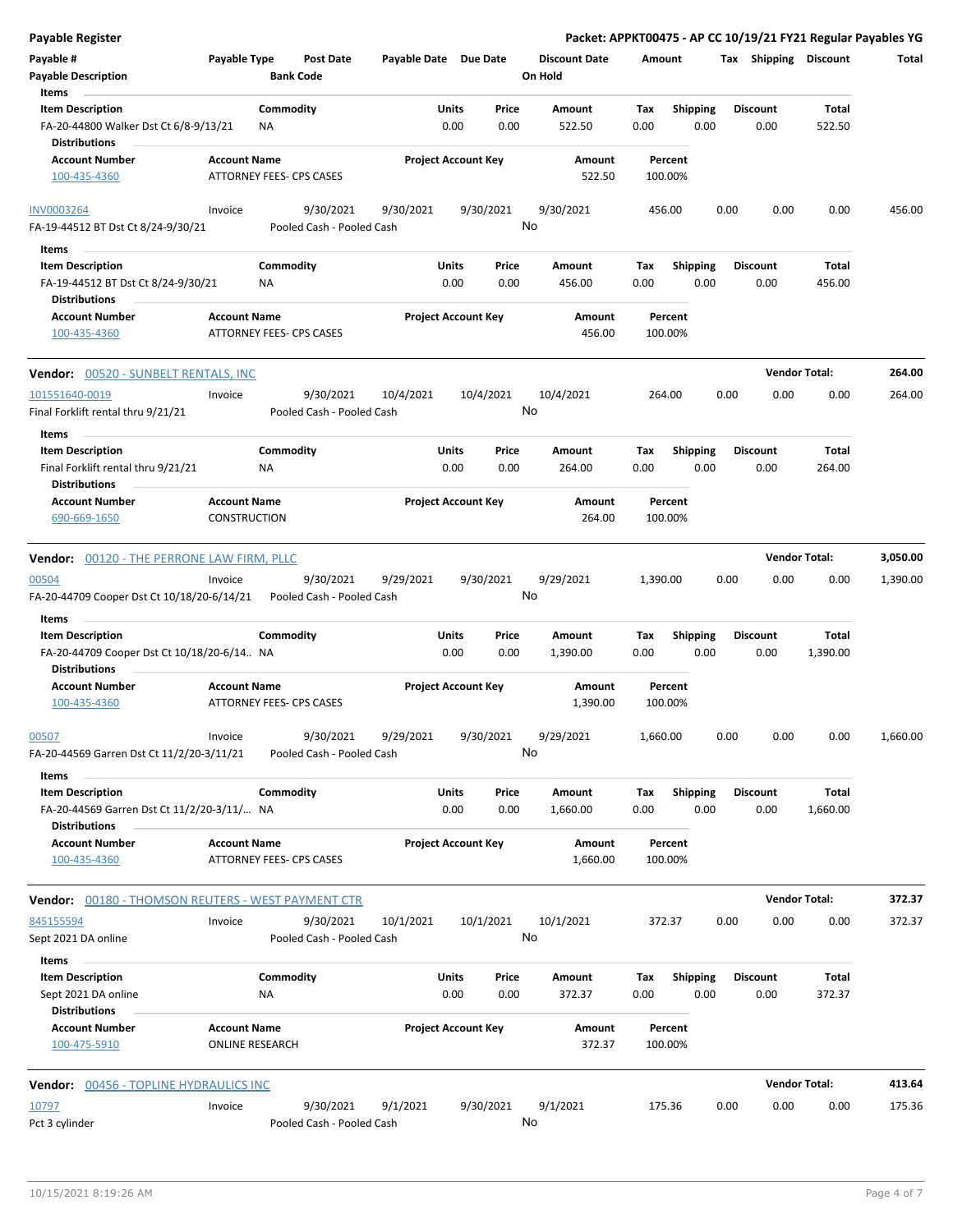**Payable Register** — **Packet: APPKT00475 - AP CC 10/19/21 FY21 Regular Payables YG**

| Payable # | Payable Type | Post Date | Payable Date | Due Date | Discount Date | Amount | Tax | Shipping | Discount | Total |
|---|---|---|---|---|---|---|---|---|---|---|
| Payable Description | | Bank Code | | | On Hold | | | | | |

Items

| Item Description | Commodity | Units | Price | Amount | Tax | Shipping | Discount | Total |
|---|---|---|---|---|---|---|---|---|
| FA-20-44800 Walker Dst Ct 6/8-9/13/21 | NA | 0.00 | 0.00 | 522.50 | 0.00 | 0.00 | 0.00 | 522.50 |

Distributions

| Account Number | Account Name | Project Account Key | Amount | Percent |
|---|---|---|---|---|
| 100-435-4360 | ATTORNEY FEES- CPS CASES | | 522.50 | 100.00% |

| Payable # | Payable Type | Post Date | Payable Date | Due Date | Discount Date | Amount | Tax | Shipping | Discount | Total |
|---|---|---|---|---|---|---|---|---|---|---|
| INV0003264 | Invoice | 9/30/2021 | 9/30/2021 | 9/30/2021 | 9/30/2021 | 456.00 | 0.00 | 0.00 | 0.00 | 456.00 |
| FA-19-44512 BT Dst Ct 8/24-9/30/21 | | Pooled Cash - Pooled Cash | | | No | | | | | |

Items

| Item Description | Commodity | Units | Price | Amount | Tax | Shipping | Discount | Total |
|---|---|---|---|---|---|---|---|---|
| FA-19-44512 BT Dst Ct 8/24-9/30/21 | NA | 0.00 | 0.00 | 456.00 | 0.00 | 0.00 | 0.00 | 456.00 |

Distributions

| Account Number | Account Name | Project Account Key | Amount | Percent |
|---|---|---|---|---|
| 100-435-4360 | ATTORNEY FEES- CPS CASES | | 456.00 | 100.00% |

**Vendor: 00520 - SUNBELT RENTALS, INC** — **Vendor Total: 264.00**

| Payable # | Payable Type | Post Date | Payable Date | Due Date | Discount Date | Amount | Tax | Shipping | Discount | Total |
|---|---|---|---|---|---|---|---|---|---|---|
| 101551640-0019 | Invoice | 9/30/2021 | 10/4/2021 | 10/4/2021 | 10/4/2021 | 264.00 | 0.00 | 0.00 | 0.00 | 264.00 |
| Final Forklift rental thru 9/21/21 | | Pooled Cash - Pooled Cash | | | No | | | | | |

Items

| Item Description | Commodity | Units | Price | Amount | Tax | Shipping | Discount | Total |
|---|---|---|---|---|---|---|---|---|
| Final Forklift rental thru 9/21/21 | NA | 0.00 | 0.00 | 264.00 | 0.00 | 0.00 | 0.00 | 264.00 |

Distributions

| Account Number | Account Name | Project Account Key | Amount | Percent |
|---|---|---|---|---|
| 690-669-1650 | CONSTRUCTION | | 264.00 | 100.00% |

**Vendor: 00120 - THE PERRONE LAW FIRM, PLLC** — **Vendor Total: 3,050.00**

| Payable # | Payable Type | Post Date | Payable Date | Due Date | Discount Date | Amount | Tax | Shipping | Discount | Total |
|---|---|---|---|---|---|---|---|---|---|---|
| 00504 | Invoice | 9/30/2021 | 9/29/2021 | 9/30/2021 | 9/29/2021 | 1,390.00 | 0.00 | 0.00 | 0.00 | 1,390.00 |
| FA-20-44709 Cooper Dst Ct 10/18/20-6/14/21 | | Pooled Cash - Pooled Cash | | | No | | | | | |

Items

| Item Description | Commodity | Units | Price | Amount | Tax | Shipping | Discount | Total |
|---|---|---|---|---|---|---|---|---|
| FA-20-44709 Cooper Dst Ct 10/18/20-6/14.. | NA | 0.00 | 0.00 | 1,390.00 | 0.00 | 0.00 | 0.00 | 1,390.00 |

Distributions

| Account Number | Account Name | Project Account Key | Amount | Percent |
|---|---|---|---|---|
| 100-435-4360 | ATTORNEY FEES- CPS CASES | | 1,390.00 | 100.00% |

| Payable # | Payable Type | Post Date | Payable Date | Due Date | Discount Date | Amount | Tax | Shipping | Discount | Total |
|---|---|---|---|---|---|---|---|---|---|---|
| 00507 | Invoice | 9/30/2021 | 9/29/2021 | 9/30/2021 | 9/29/2021 | 1,660.00 | 0.00 | 0.00 | 0.00 | 1,660.00 |
| FA-20-44569 Garren Dst Ct 11/2/20-3/11/21 | | Pooled Cash - Pooled Cash | | | No | | | | | |

Items

| Item Description | Commodity | Units | Price | Amount | Tax | Shipping | Discount | Total |
|---|---|---|---|---|---|---|---|---|
| FA-20-44569 Garren Dst Ct 11/2/20-3/11/... | NA | 0.00 | 0.00 | 1,660.00 | 0.00 | 0.00 | 0.00 | 1,660.00 |

Distributions

| Account Number | Account Name | Project Account Key | Amount | Percent |
|---|---|---|---|---|
| 100-435-4360 | ATTORNEY FEES- CPS CASES | | 1,660.00 | 100.00% |

**Vendor: 00180 - THOMSON REUTERS - WEST PAYMENT CTR** — **Vendor Total: 372.37**

| Payable # | Payable Type | Post Date | Payable Date | Due Date | Discount Date | Amount | Tax | Shipping | Discount | Total |
|---|---|---|---|---|---|---|---|---|---|---|
| 845155594 | Invoice | 9/30/2021 | 10/1/2021 | 10/1/2021 | 10/1/2021 | 372.37 | 0.00 | 0.00 | 0.00 | 372.37 |
| Sept 2021 DA online | | Pooled Cash - Pooled Cash | | | No | | | | | |

Items

| Item Description | Commodity | Units | Price | Amount | Tax | Shipping | Discount | Total |
|---|---|---|---|---|---|---|---|---|
| Sept 2021 DA online | NA | 0.00 | 0.00 | 372.37 | 0.00 | 0.00 | 0.00 | 372.37 |

Distributions

| Account Number | Account Name | Project Account Key | Amount | Percent |
|---|---|---|---|---|
| 100-475-5910 | ONLINE RESEARCH | | 372.37 | 100.00% |

**Vendor: 00456 - TOPLINE HYDRAULICS INC** — **Vendor Total: 413.64**

| Payable # | Payable Type | Post Date | Payable Date | Due Date | Discount Date | Amount | Tax | Shipping | Discount | Total |
|---|---|---|---|---|---|---|---|---|---|---|
| 10797 | Invoice | 9/30/2021 | 9/1/2021 | 9/30/2021 | 9/1/2021 | 175.36 | 0.00 | 0.00 | 0.00 | 175.36 |
| Pct 3 cylinder | | Pooled Cash - Pooled Cash | | | No | | | | | |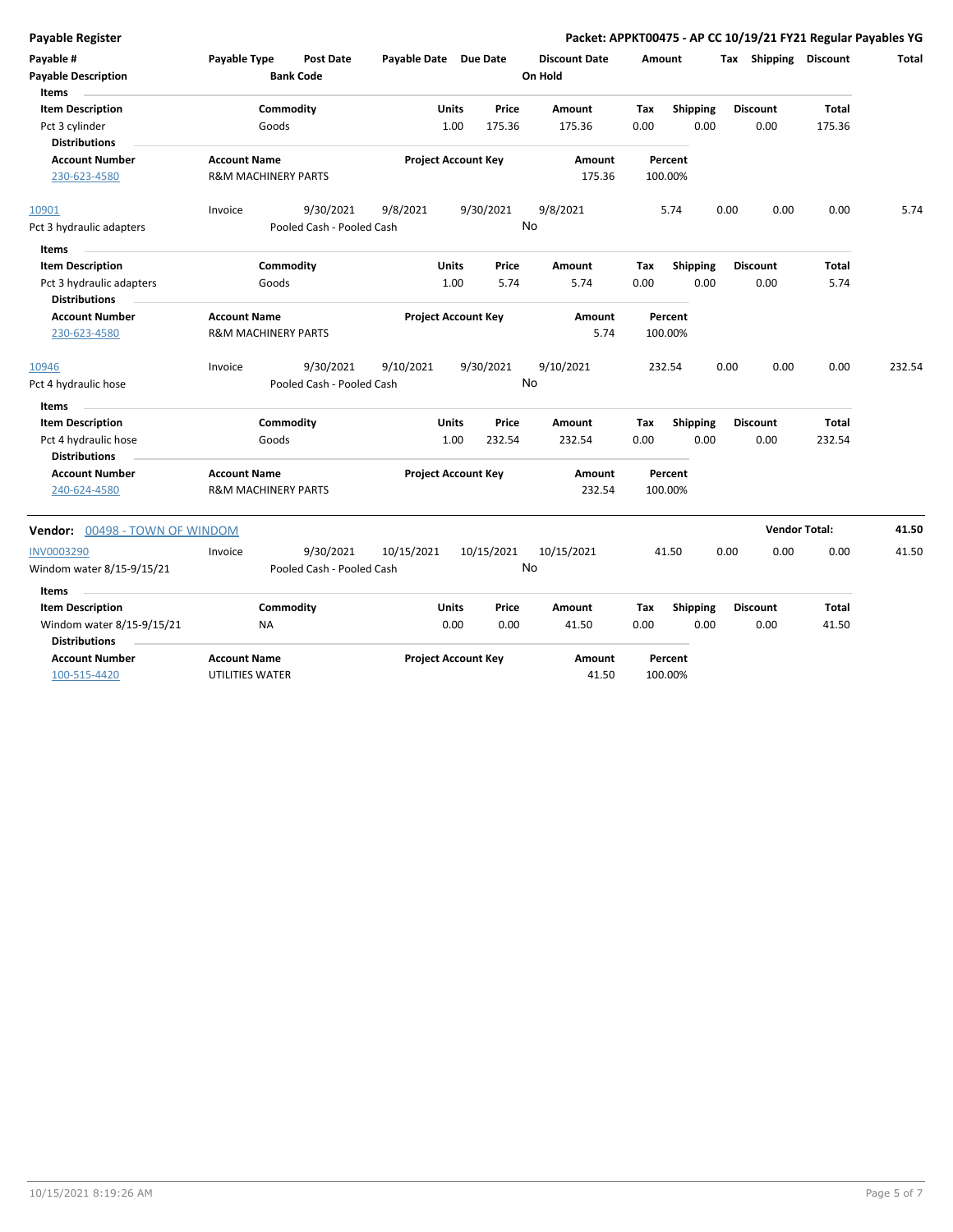# Payable Register

**Packet: APPKT00475 - AP CC 10/19/21 FY21 Regular Payables YG**

| Payable # | Payable Type | Post Date | Payable Date | Due Date | Discount Date | Amount | Tax | Shipping | Discount | Total |
|---|---|---|---|---|---|---|---|---|---|---|
| **Payable Description** | | **Bank Code** | | | **On Hold** | | | | | |

**Items**

| Item Description | Commodity | Units | Price | Amount | Tax | Shipping | Discount | Total |
|---|---|---|---|---|---|---|---|---|
| Pct 3 cylinder | Goods | 1.00 | 175.36 | 175.36 | 0.00 | 0.00 | 0.00 | 175.36 |

**Distributions**

| Account Number | Account Name | Project Account Key | Amount | Percent |
|---|---|---|---|---|
| 230-623-4580 | R&M MACHINERY PARTS | | 175.36 | 100.00% |

| Payable # | Payable Type | Post Date | Payable Date | Due Date | Discount Date | Amount | Tax | Shipping | Discount | Total |
|---|---|---|---|---|---|---|---|---|---|---|
| 10901 | Invoice | 9/30/2021 | 9/8/2021 | 9/30/2021 | 9/8/2021 | 5.74 | 0.00 | 0.00 | 0.00 | 5.74 |
| Pct 3 hydraulic adapters | | Pooled Cash - Pooled Cash | | | No | | | | | |

**Items**

| Item Description | Commodity | Units | Price | Amount | Tax | Shipping | Discount | Total |
|---|---|---|---|---|---|---|---|---|
| Pct 3 hydraulic adapters | Goods | 1.00 | 5.74 | 5.74 | 0.00 | 0.00 | 0.00 | 5.74 |

**Distributions**

| Account Number | Account Name | Project Account Key | Amount | Percent |
|---|---|---|---|---|
| 230-623-4580 | R&M MACHINERY PARTS | | 5.74 | 100.00% |

| Payable # | Payable Type | Post Date | Payable Date | Due Date | Discount Date | Amount | Tax | Shipping | Discount | Total |
|---|---|---|---|---|---|---|---|---|---|---|
| 10946 | Invoice | 9/30/2021 | 9/10/2021 | 9/30/2021 | 9/10/2021 | 232.54 | 0.00 | 0.00 | 0.00 | 232.54 |
| Pct 4 hydraulic hose | | Pooled Cash - Pooled Cash | | | No | | | | | |

**Items**

| Item Description | Commodity | Units | Price | Amount | Tax | Shipping | Discount | Total |
|---|---|---|---|---|---|---|---|---|
| Pct 4 hydraulic hose | Goods | 1.00 | 232.54 | 232.54 | 0.00 | 0.00 | 0.00 | 232.54 |

**Distributions**

| Account Number | Account Name | Project Account Key | Amount | Percent |
|---|---|---|---|---|
| 240-624-4580 | R&M MACHINERY PARTS | | 232.54 | 100.00% |

## Vendor: 00498 - TOWN OF WINDOM

**Vendor Total: 41.50**

| Payable # | Payable Type | Post Date | Payable Date | Due Date | Discount Date | Amount | Tax | Shipping | Discount | Total |
|---|---|---|---|---|---|---|---|---|---|---|
| INV0003290 | Invoice | 9/30/2021 | 10/15/2021 | 10/15/2021 | 10/15/2021 | 41.50 | 0.00 | 0.00 | 0.00 | 41.50 |
| Windom water 8/15-9/15/21 | | Pooled Cash - Pooled Cash | | | No | | | | | |

**Items**

| Item Description | Commodity | Units | Price | Amount | Tax | Shipping | Discount | Total |
|---|---|---|---|---|---|---|---|---|
| Windom water 8/15-9/15/21 | NA | 0.00 | 0.00 | 41.50 | 0.00 | 0.00 | 0.00 | 41.50 |

**Distributions**

| Account Number | Account Name | Project Account Key | Amount | Percent |
|---|---|---|---|---|
| 100-515-4420 | UTILITIES WATER | | 41.50 | 100.00% |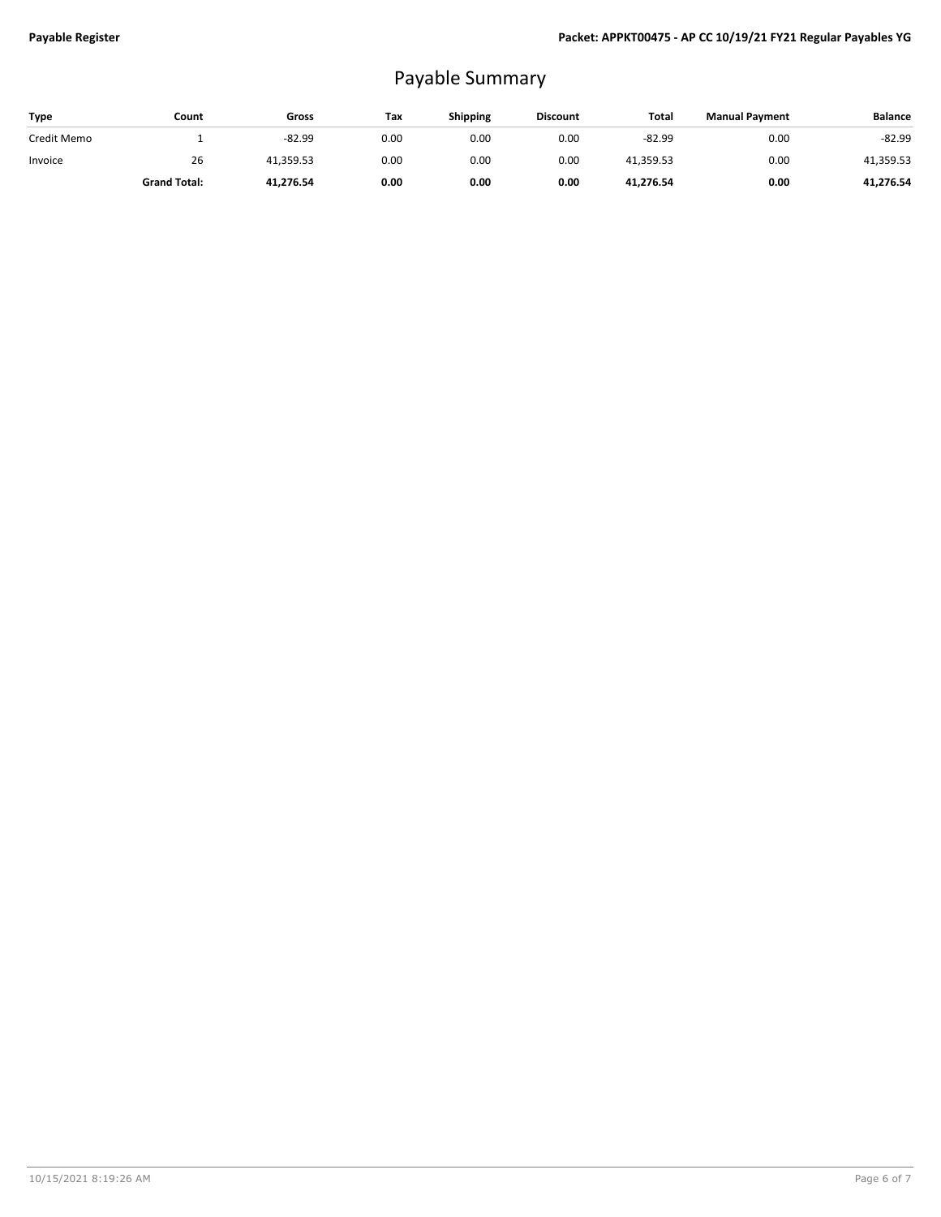# Payable Summary

| Type | Count | Gross | Tax | Shipping | Discount | Total | Manual Payment | Balance |
|---|---|---|---|---|---|---|---|---|
| Credit Memo | 1 | -82.99 | 0.00 | 0.00 | 0.00 | -82.99 | 0.00 | -82.99 |
| Invoice | 26 | 41,359.53 | 0.00 | 0.00 | 0.00 | 41,359.53 | 0.00 | 41,359.53 |
| | **Grand Total:** | **41,276.54** | **0.00** | **0.00** | **0.00** | **41,276.54** | **0.00** | **41,276.54** |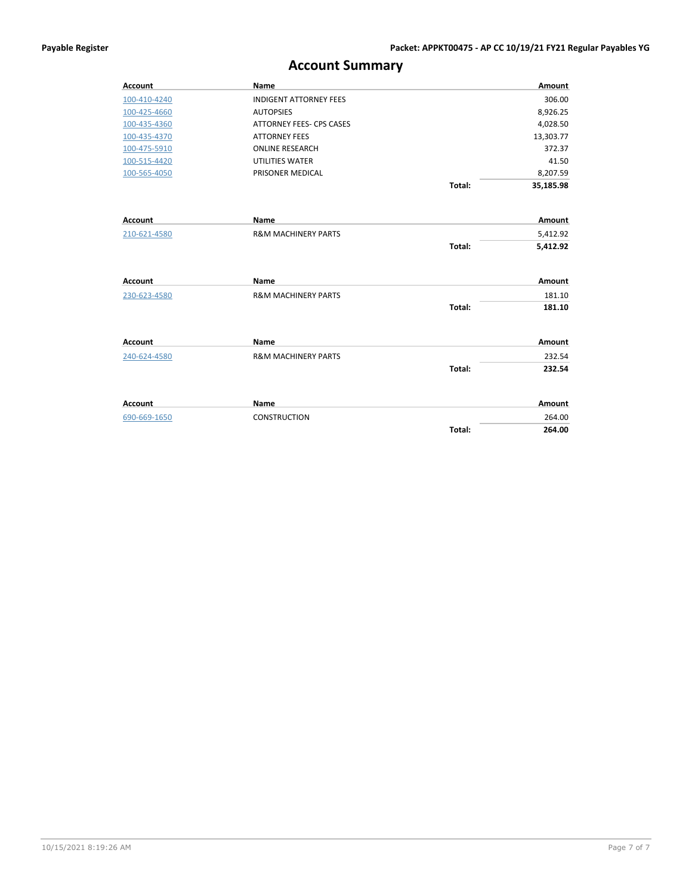# Account Summary

| Account | Name | | Amount |
|---|---|---|---|
| 100-410-4240 | INDIGENT ATTORNEY FEES | | 306.00 |
| 100-425-4660 | AUTOPSIES | | 8,926.25 |
| 100-435-4360 | ATTORNEY FEES- CPS CASES | | 4,028.50 |
| 100-435-4370 | ATTORNEY FEES | | 13,303.77 |
| 100-475-5910 | ONLINE RESEARCH | | 372.37 |
| 100-515-4420 | UTILITIES WATER | | 41.50 |
| 100-565-4050 | PRISONER MEDICAL | | 8,207.59 |
| | | **Total:** | **35,185.98** |

| Account | Name | | Amount |
|---|---|---|---|
| 210-621-4580 | R&M MACHINERY PARTS | | 5,412.92 |
| | | **Total:** | **5,412.92** |

| Account | Name | | Amount |
|---|---|---|---|
| 230-623-4580 | R&M MACHINERY PARTS | | 181.10 |
| | | **Total:** | **181.10** |

| Account | Name | | Amount |
|---|---|---|---|
| 240-624-4580 | R&M MACHINERY PARTS | | 232.54 |
| | | **Total:** | **232.54** |

| Account | Name | | Amount |
|---|---|---|---|
| 690-669-1650 | CONSTRUCTION | | 264.00 |
| | | **Total:** | **264.00** |